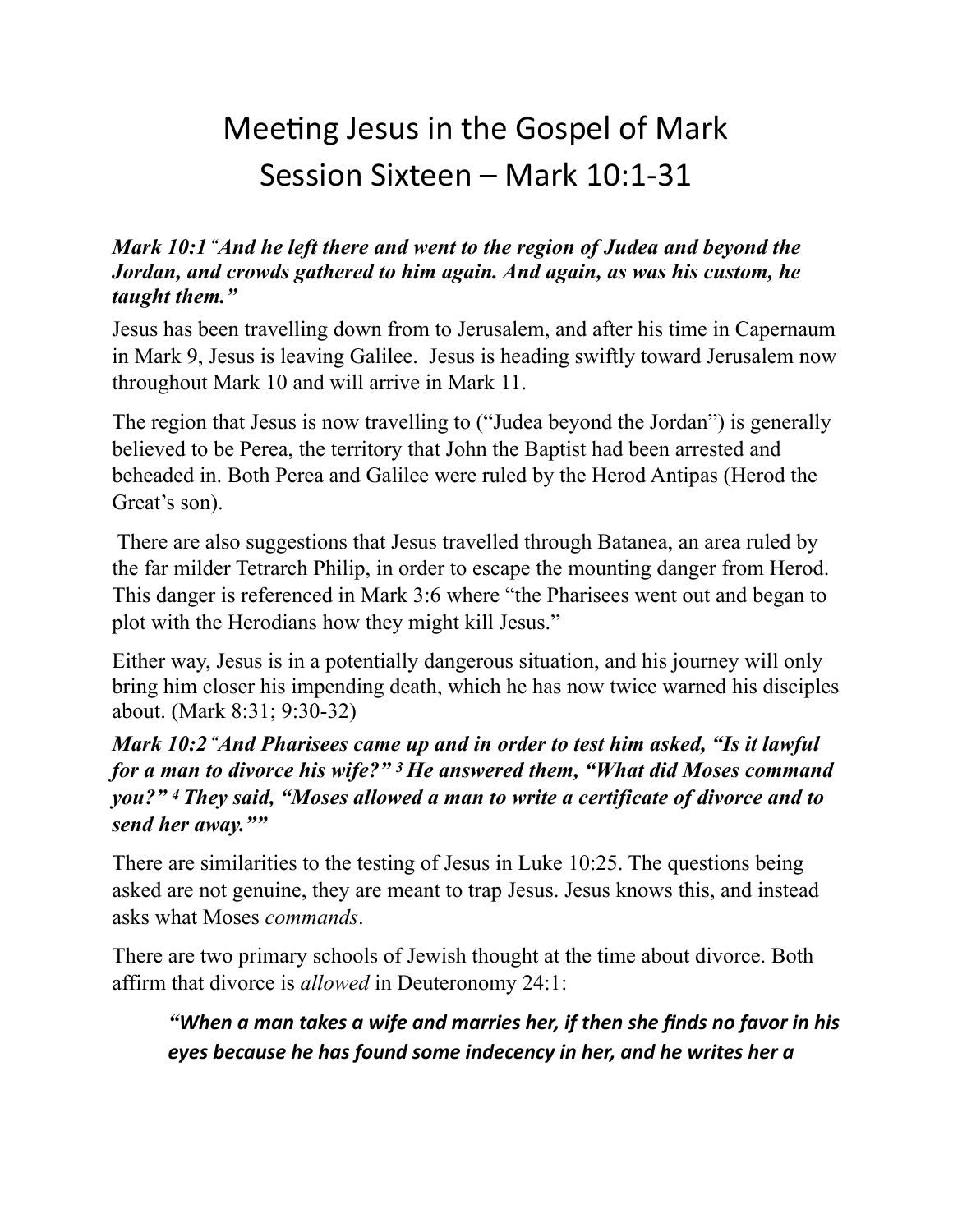# Meeting Jesus in the Gospel of Mark
## Session Sixteen – Mark 10:1-31

***Mark 10:1 "And he left there and went to the region of Judea and beyond the Jordan, and crowds gathered to him again. And again, as was his custom, he taught them."***

Jesus has been travelling down from to Jerusalem, and after his time in Capernaum in Mark 9, Jesus is leaving Galilee. Jesus is heading swiftly toward Jerusalem now throughout Mark 10 and will arrive in Mark 11.

The region that Jesus is now travelling to ("Judea beyond the Jordan") is generally believed to be Perea, the territory that John the Baptist had been arrested and beheaded in. Both Perea and Galilee were ruled by the Herod Antipas (Herod the Great's son).

There are also suggestions that Jesus travelled through Batanea, an area ruled by the far milder Tetrarch Philip, in order to escape the mounting danger from Herod. This danger is referenced in Mark 3:6 where "the Pharisees went out and began to plot with the Herodians how they might kill Jesus."

Either way, Jesus is in a potentially dangerous situation, and his journey will only bring him closer his impending death, which he has now twice warned his disciples about. (Mark 8:31; 9:30-32)

***Mark 10:2 "And Pharisees came up and in order to test him asked, "Is it lawful for a man to divorce his wife?" 3 He answered them, "What did Moses command you?" 4 They said, "Moses allowed a man to write a certificate of divorce and to send her away.""***

There are similarities to the testing of Jesus in Luke 10:25. The questions being asked are not genuine, they are meant to trap Jesus. Jesus knows this, and instead asks what Moses *commands*.

There are two primary schools of Jewish thought at the time about divorce. Both affirm that divorce is *allowed* in Deuteronomy 24:1:

> ***"When a man takes a wife and marries her, if then she finds no favor in his eyes because he has found some indecency in her, and he writes her a***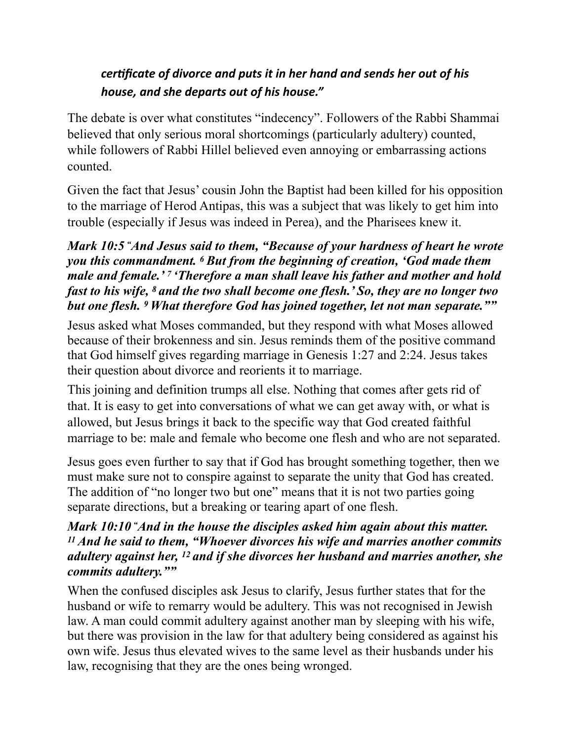***certificate of divorce and puts it in her hand and sends her out of his house, and she departs out of his house."***

The debate is over what constitutes "indecency". Followers of the Rabbi Shammai believed that only serious moral shortcomings (particularly adultery) counted, while followers of Rabbi Hillel believed even annoying or embarrassing actions counted.

Given the fact that Jesus' cousin John the Baptist had been killed for his opposition to the marriage of Herod Antipas, this was a subject that was likely to get him into trouble (especially if Jesus was indeed in Perea), and the Pharisees knew it.

***Mark 10:5 "And Jesus said to them, "Because of your hardness of heart he wrote you this commandment. [6] But from the beginning of creation, 'God made them male and female.' [7] 'Therefore a man shall leave his father and mother and hold fast to his wife, [8] and the two shall become one flesh.' So, they are no longer two but one flesh. [9] What therefore God has joined together, let not man separate.""***

Jesus asked what Moses commanded, but they respond with what Moses allowed because of their brokenness and sin. Jesus reminds them of the positive command that God himself gives regarding marriage in Genesis 1:27 and 2:24. Jesus takes their question about divorce and reorients it to marriage.

This joining and definition trumps all else. Nothing that comes after gets rid of that. It is easy to get into conversations of what we can get away with, or what is allowed, but Jesus brings it back to the specific way that God created faithful marriage to be: male and female who become one flesh and who are not separated.

Jesus goes even further to say that if God has brought something together, then we must make sure not to conspire against to separate the unity that God has created. The addition of "no longer two but one" means that it is not two parties going separate directions, but a breaking or tearing apart of one flesh.

***Mark 10:10 "And in the house the disciples asked him again about this matter. [11] And he said to them, "Whoever divorces his wife and marries another commits adultery against her, [12] and if she divorces her husband and marries another, she commits adultery.""***

When the confused disciples ask Jesus to clarify, Jesus further states that for the husband or wife to remarry would be adultery. This was not recognised in Jewish law. A man could commit adultery against another man by sleeping with his wife, but there was provision in the law for that adultery being considered as against his own wife. Jesus thus elevated wives to the same level as their husbands under his law, recognising that they are the ones being wronged.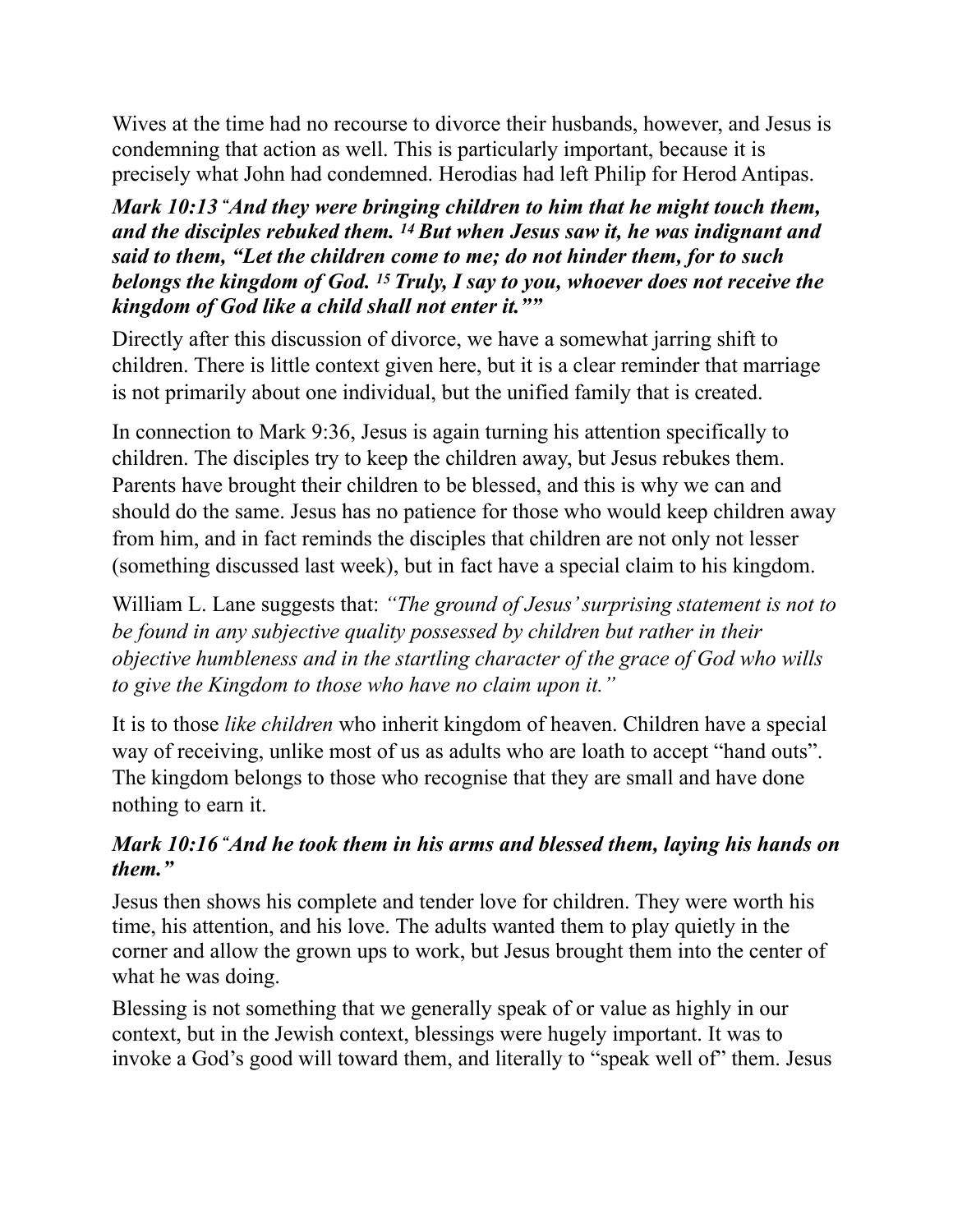Wives at the time had no recourse to divorce their husbands, however, and Jesus is condemning that action as well. This is particularly important, because it is precisely what John had condemned. Herodias had left Philip for Herod Antipas.

***Mark 10:13 "And they were bringing children to him that he might touch them, and the disciples rebuked them. [14] But when Jesus saw it, he was indignant and said to them, "Let the children come to me; do not hinder them, for to such belongs the kingdom of God. [15] Truly, I say to you, whoever does not receive the kingdom of God like a child shall not enter it.""***

Directly after this discussion of divorce, we have a somewhat jarring shift to children. There is little context given here, but it is a clear reminder that marriage is not primarily about one individual, but the unified family that is created.

In connection to Mark 9:36, Jesus is again turning his attention specifically to children. The disciples try to keep the children away, but Jesus rebukes them. Parents have brought their children to be blessed, and this is why we can and should do the same. Jesus has no patience for those who would keep children away from him, and in fact reminds the disciples that children are not only not lesser (something discussed last week), but in fact have a special claim to his kingdom.

William L. Lane suggests that: *"The ground of Jesus' surprising statement is not to be found in any subjective quality possessed by children but rather in their objective humbleness and in the startling character of the grace of God who wills to give the Kingdom to those who have no claim upon it."*

It is to those *like children* who inherit kingdom of heaven. Children have a special way of receiving, unlike most of us as adults who are loath to accept "hand outs". The kingdom belongs to those who recognise that they are small and have done nothing to earn it.

***Mark 10:16 "And he took them in his arms and blessed them, laying his hands on them."***

Jesus then shows his complete and tender love for children. They were worth his time, his attention, and his love. The adults wanted them to play quietly in the corner and allow the grown ups to work, but Jesus brought them into the center of what he was doing.

Blessing is not something that we generally speak of or value as highly in our context, but in the Jewish context, blessings were hugely important. It was to invoke a God's good will toward them, and literally to "speak well of" them. Jesus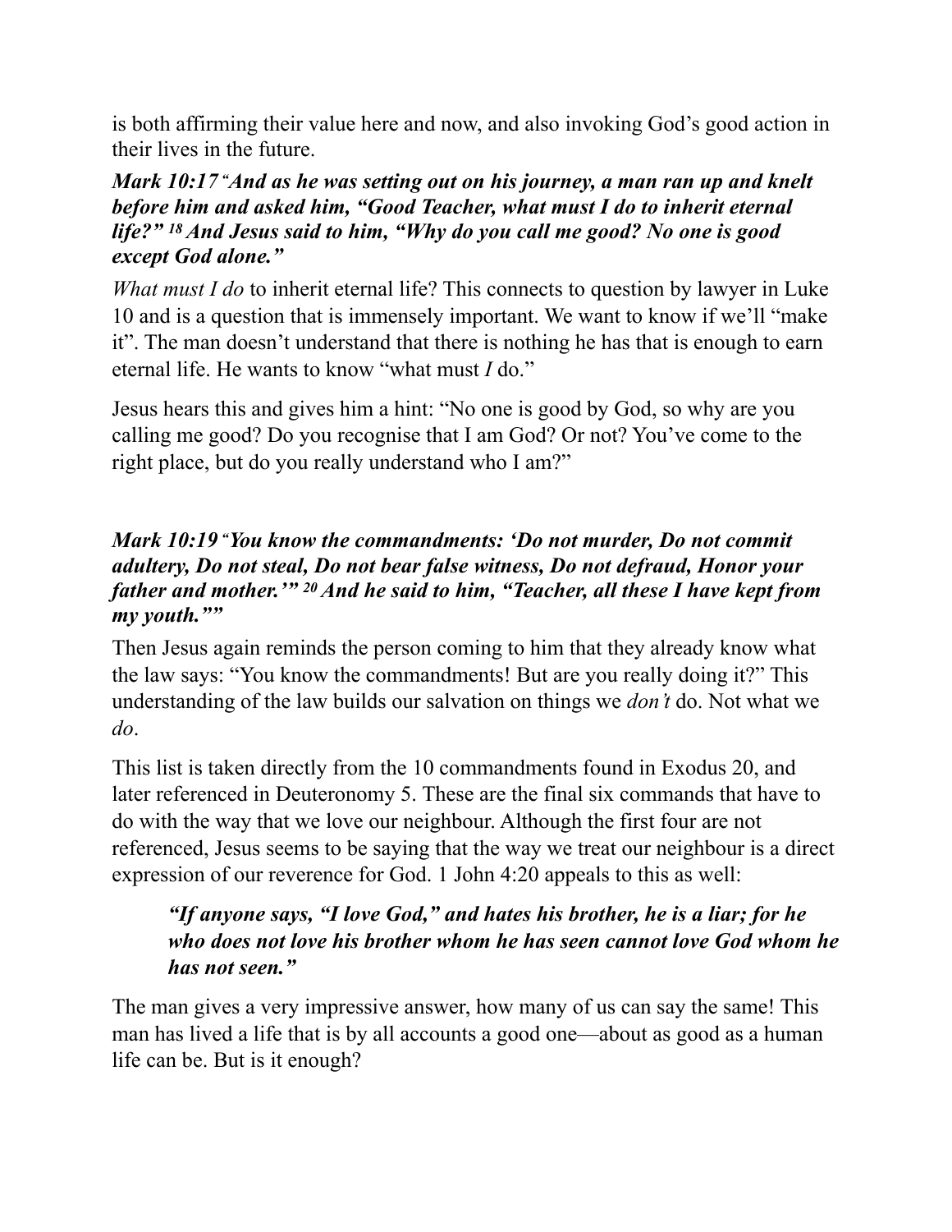is both affirming their value here and now, and also invoking God's good action in their lives in the future.

***Mark 10:17*** *"**And as he was setting out on his journey, a man ran up and knelt before him and asked him, "Good Teacher, what must I do to inherit eternal life?" 18 And Jesus said to him, "Why do you call me good? No one is good except God alone."***

*What must I do* to inherit eternal life? This connects to question by lawyer in Luke 10 and is a question that is immensely important. We want to know if we'll "make it". The man doesn't understand that there is nothing he has that is enough to earn eternal life. He wants to know "what must *I* do."

Jesus hears this and gives him a hint: "No one is good by God, so why are you calling me good? Do you recognise that I am God? Or not? You've come to the right place, but do you really understand who I am?"

***Mark 10:19*** *"**You know the commandments: 'Do not murder, Do not commit adultery, Do not steal, Do not bear false witness, Do not defraud, Honor your father and mother.'" 20 And he said to him, "Teacher, all these I have kept from my youth.""***

Then Jesus again reminds the person coming to him that they already know what the law says: "You know the commandments! But are you really doing it?" This understanding of the law builds our salvation on things we *don't* do. Not what we *do*.

This list is taken directly from the 10 commandments found in Exodus 20, and later referenced in Deuteronomy 5. These are the final six commands that have to do with the way that we love our neighbour. Although the first four are not referenced, Jesus seems to be saying that the way we treat our neighbour is a direct expression of our reverence for God. 1 John 4:20 appeals to this as well:

> ***"If anyone says, "I love God," and hates his brother, he is a liar; for he who does not love his brother whom he has seen cannot love God whom he has not seen."***

The man gives a very impressive answer, how many of us can say the same! This man has lived a life that is by all accounts a good one—about as good as a human life can be. But is it enough?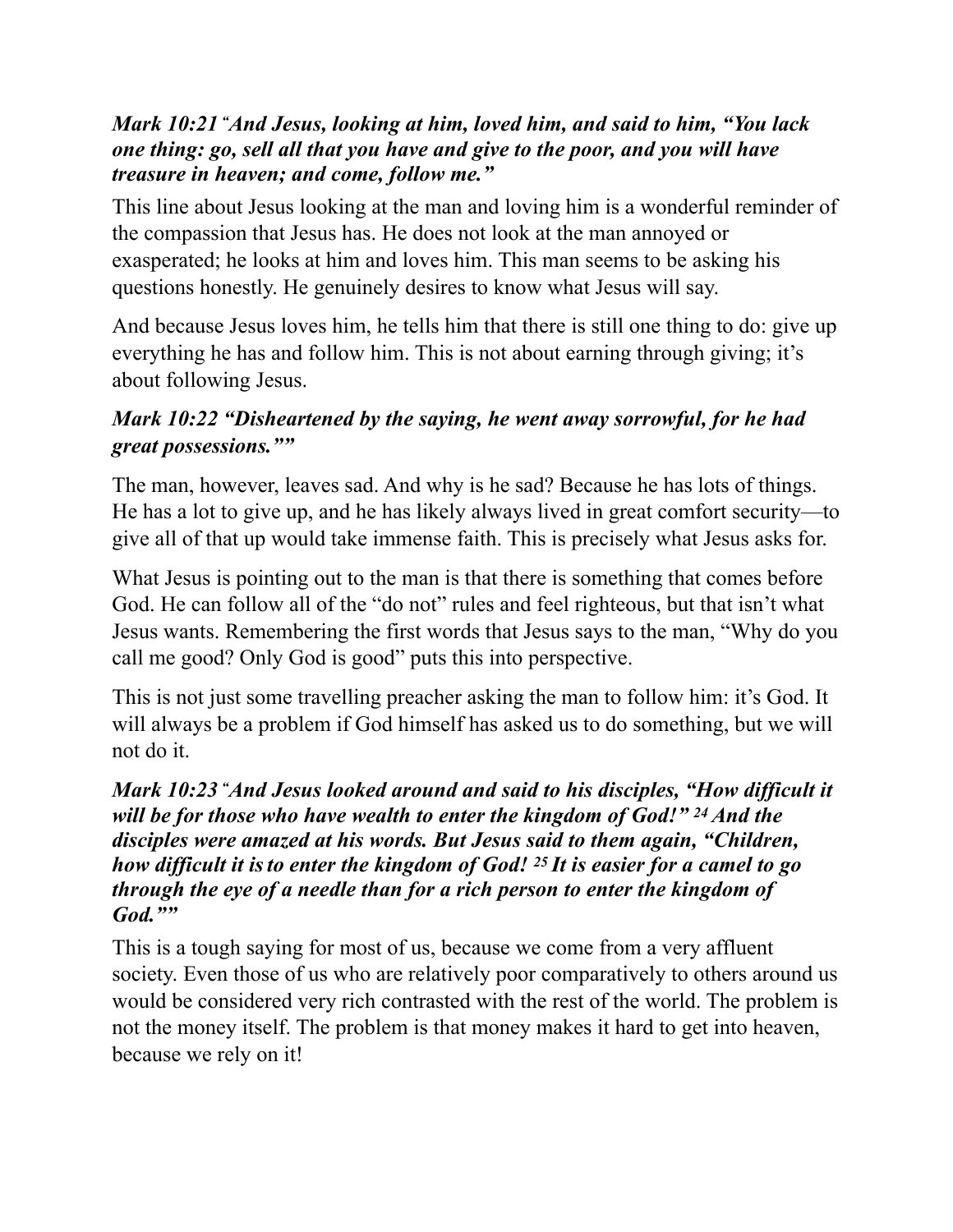### *Mark 10:21 "And Jesus, looking at him, loved him, and said to him, "You lack one thing: go, sell all that you have and give to the poor, and you will have treasure in heaven; and come, follow me."*

This line about Jesus looking at the man and loving him is a wonderful reminder of the compassion that Jesus has. He does not look at the man annoyed or exasperated; he looks at him and loves him. This man seems to be asking his questions honestly. He genuinely desires to know what Jesus will say.

And because Jesus loves him, he tells him that there is still one thing to do: give up everything he has and follow him. This is not about earning through giving; it's about following Jesus.

### *Mark 10:22 "Disheartened by the saying, he went away sorrowful, for he had great possessions.""*

The man, however, leaves sad. And why is he sad? Because he has lots of things. He has a lot to give up, and he has likely always lived in great comfort security—to give all of that up would take immense faith. This is precisely what Jesus asks for.

What Jesus is pointing out to the man is that there is something that comes before God. He can follow all of the "do not" rules and feel righteous, but that isn't what Jesus wants. Remembering the first words that Jesus says to the man, "Why do you call me good? Only God is good" puts this into perspective.

This is not just some travelling preacher asking the man to follow him: it's God. It will always be a problem if God himself has asked us to do something, but we will not do it.

### *Mark 10:23 "And Jesus looked around and said to his disciples, "How difficult it will be for those who have wealth to enter the kingdom of God!" [24] And the disciples were amazed at his words. But Jesus said to them again, "Children, how difficult it is to enter the kingdom of God! [25] It is easier for a camel to go through the eye of a needle than for a rich person to enter the kingdom of God.""*

This is a tough saying for most of us, because we come from a very affluent society. Even those of us who are relatively poor comparatively to others around us would be considered very rich contrasted with the rest of the world. The problem is not the money itself. The problem is that money makes it hard to get into heaven, because we rely on it!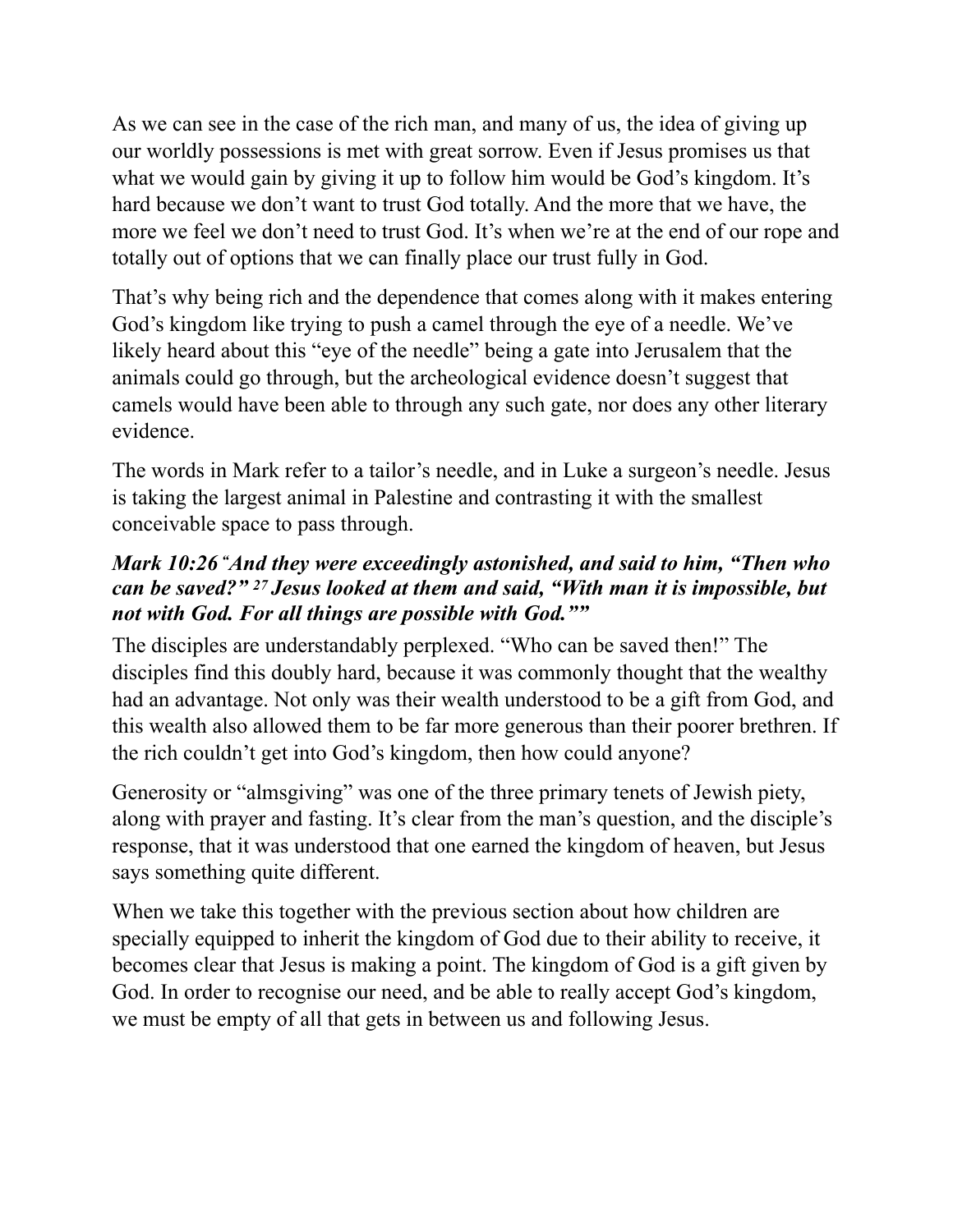As we can see in the case of the rich man, and many of us, the idea of giving up our worldly possessions is met with great sorrow. Even if Jesus promises us that what we would gain by giving it up to follow him would be God's kingdom. It's hard because we don't want to trust God totally. And the more that we have, the more we feel we don't need to trust God. It's when we're at the end of our rope and totally out of options that we can finally place our trust fully in God.

That's why being rich and the dependence that comes along with it makes entering God's kingdom like trying to push a camel through the eye of a needle. We've likely heard about this "eye of the needle" being a gate into Jerusalem that the animals could go through, but the archeological evidence doesn't suggest that camels would have been able to through any such gate, nor does any other literary evidence.

The words in Mark refer to a tailor's needle, and in Luke a surgeon's needle. Jesus is taking the largest animal in Palestine and contrasting it with the smallest conceivable space to pass through.

***Mark 10:26 "And they were exceedingly astonished, and said to him, "Then who can be saved?" 27 Jesus looked at them and said, "With man it is impossible, but not with God. For all things are possible with God.""***

The disciples are understandably perplexed. "Who can be saved then!" The disciples find this doubly hard, because it was commonly thought that the wealthy had an advantage. Not only was their wealth understood to be a gift from God, and this wealth also allowed them to be far more generous than their poorer brethren. If the rich couldn't get into God's kingdom, then how could anyone?

Generosity or "almsgiving" was one of the three primary tenets of Jewish piety, along with prayer and fasting. It's clear from the man's question, and the disciple's response, that it was understood that one earned the kingdom of heaven, but Jesus says something quite different.

When we take this together with the previous section about how children are specially equipped to inherit the kingdom of God due to their ability to receive, it becomes clear that Jesus is making a point. The kingdom of God is a gift given by God. In order to recognise our need, and be able to really accept God's kingdom, we must be empty of all that gets in between us and following Jesus.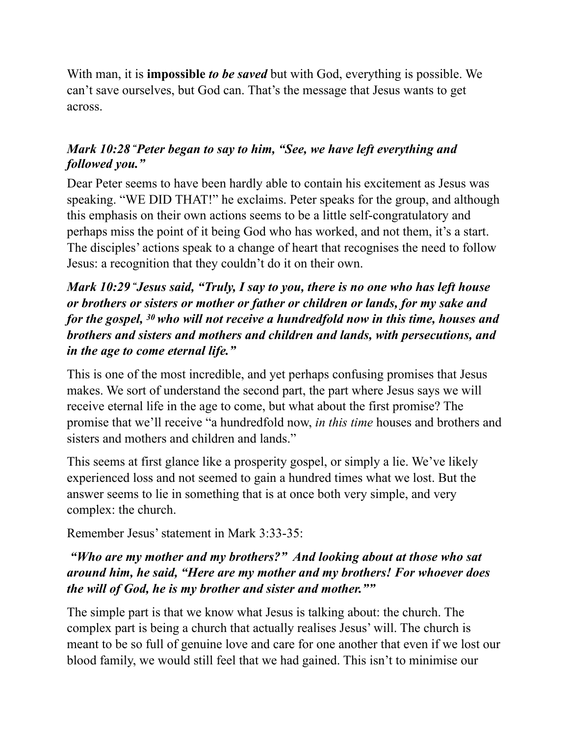With man, it is **impossible** ***to be saved*** but with God, everything is possible. We can't save ourselves, but God can. That's the message that Jesus wants to get across.

***Mark 10:28 "Peter began to say to him, "See, we have left everything and followed you."***

Dear Peter seems to have been hardly able to contain his excitement as Jesus was speaking. "WE DID THAT!" he exclaims. Peter speaks for the group, and although this emphasis on their own actions seems to be a little self-congratulatory and perhaps miss the point of it being God who has worked, and not them, it's a start. The disciples' actions speak to a change of heart that recognises the need to follow Jesus: a recognition that they couldn't do it on their own.

***Mark 10:29 "Jesus said, "Truly, I say to you, there is no one who has left house or brothers or sisters or mother or father or children or lands, for my sake and for the gospel, 30 who will not receive a hundredfold now in this time, houses and brothers and sisters and mothers and children and lands, with persecutions, and in the age to come eternal life."***

This is one of the most incredible, and yet perhaps confusing promises that Jesus makes. We sort of understand the second part, the part where Jesus says we will receive eternal life in the age to come, but what about the first promise? The promise that we'll receive "a hundredfold now, *in this time* houses and brothers and sisters and mothers and children and lands."

This seems at first glance like a prosperity gospel, or simply a lie. We've likely experienced loss and not seemed to gain a hundred times what we lost. But the answer seems to lie in something that is at once both very simple, and very complex: the church.

Remember Jesus' statement in Mark 3:33-35:

***"Who are my mother and my brothers?" And looking about at those who sat around him, he said, "Here are my mother and my brothers! For whoever does the will of God, he is my brother and sister and mother.""***

The simple part is that we know what Jesus is talking about: the church. The complex part is being a church that actually realises Jesus' will. The church is meant to be so full of genuine love and care for one another that even if we lost our blood family, we would still feel that we had gained. This isn't to minimise our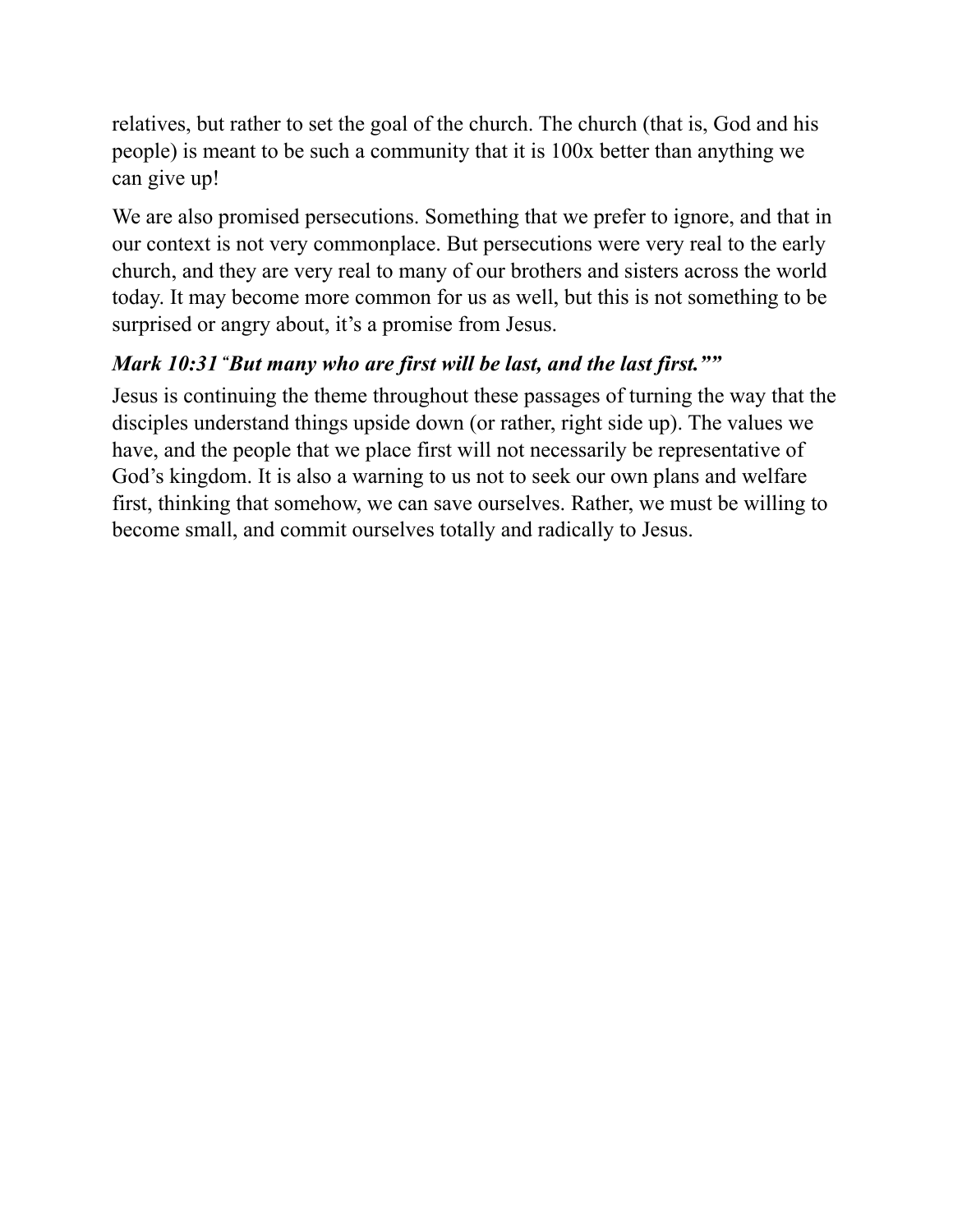relatives, but rather to set the goal of the church. The church (that is, God and his people) is meant to be such a community that it is 100x better than anything we can give up!

We are also promised persecutions. Something that we prefer to ignore, and that in our context is not very commonplace. But persecutions were very real to the early church, and they are very real to many of our brothers and sisters across the world today. It may become more common for us as well, but this is not something to be surprised or angry about, it's a promise from Jesus.

***Mark 10:31*** ***"But many who are first will be last, and the last first.""***

Jesus is continuing the theme throughout these passages of turning the way that the disciples understand things upside down (or rather, right side up). The values we have, and the people that we place first will not necessarily be representative of God's kingdom. It is also a warning to us not to seek our own plans and welfare first, thinking that somehow, we can save ourselves. Rather, we must be willing to become small, and commit ourselves totally and radically to Jesus.